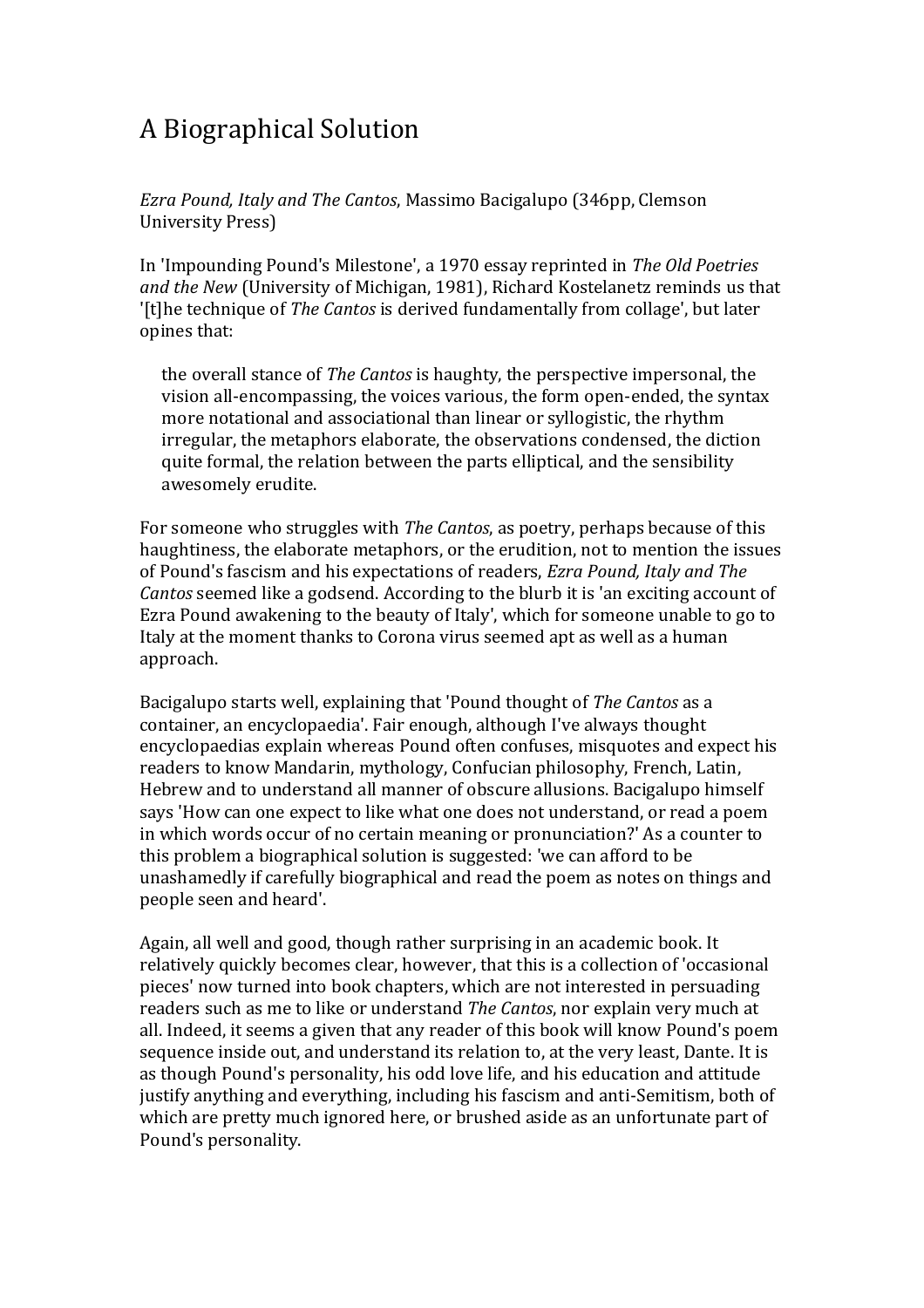# A Biographical Solution

*Ezra Pound, Italy and The Cantos*, Massimo Bacigalupo (346pp, Clemson University Press)

In 'Impounding Pound's Milestone', a 1970 essay reprinted in *The Old Poetries and the New* (University of Michigan, 1981), Richard Kostelanetz reminds us that '[t]he technique of *The Cantos* is derived fundamentally from collage', but later opines that:

> the overall stance of *The Cantos* is haughty, the perspective impersonal, the vision all-encompassing, the voices various, the form open-ended, the syntax more notational and associational than linear or syllogistic, the rhythm irregular, the metaphors elaborate, the observations condensed, the diction quite formal, the relation between the parts elliptical, and the sensibility awesomely erudite.

For someone who struggles with *The Cantos*, as poetry, perhaps because of this haughtiness, the elaborate metaphors, or the erudition, not to mention the issues of Pound's fascism and his expectations of readers, *Ezra Pound, Italy and The Cantos* seemed like a godsend. According to the blurb it is 'an exciting account of Ezra Pound awakening to the beauty of Italy', which for someone unable to go to Italy at the moment thanks to Corona virus seemed apt as well as a human approach.

Bacigalupo starts well, explaining that 'Pound thought of *The Cantos* as a container, an encyclopaedia'. Fair enough, although I've always thought encyclopaedias explain whereas Pound often confuses, misquotes and expect his readers to know Mandarin, mythology, Confucian philosophy, French, Latin, Hebrew and to understand all manner of obscure allusions. Bacigalupo himself says 'How can one expect to like what one does not understand, or read a poem in which words occur of no certain meaning or pronunciation?' As a counter to this problem a biographical solution is suggested: 'we can afford to be unashamedly if carefully biographical and read the poem as notes on things and people seen and heard'.

Again, all well and good, though rather surprising in an academic book. It relatively quickly becomes clear, however, that this is a collection of 'occasional pieces' now turned into book chapters, which are not interested in persuading readers such as me to like or understand *The Cantos*, nor explain very much at all. Indeed, it seems a given that any reader of this book will know Pound's poem sequence inside out, and understand its relation to, at the very least, Dante. It is as though Pound's personality, his odd love life, and his education and attitude justify anything and everything, including his fascism and anti-Semitism, both of which are pretty much ignored here, or brushed aside as an unfortunate part of Pound's personality.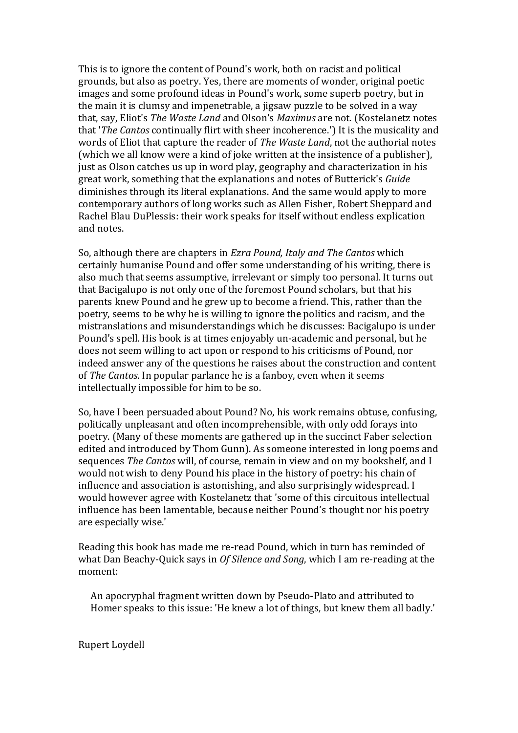This is to ignore the content of Pound's work, both on racist and political grounds, but also as poetry. Yes, there are moments of wonder, original poetic images and some profound ideas in Pound's work, some superb poetry, but in the main it is clumsy and impenetrable, a jigsaw puzzle to be solved in a way that, say, Eliot's *The Waste Land* and Olson's *Maximus* are not. (Kostelanetz notes that '*The Cantos* continually flirt with sheer incoherence.') It is the musicality and words of Eliot that capture the reader of *The Waste Land*, not the authorial notes (which we all know were a kind of joke written at the insistence of a publisher), just as Olson catches us up in word play, geography and characterization in his great work, something that the explanations and notes of Butterick's *Guide* diminishes through its literal explanations. And the same would apply to more contemporary authors of long works such as Allen Fisher, Robert Sheppard and Rachel Blau DuPlessis: their work speaks for itself without endless explication and notes.

So, although there are chapters in *Ezra Pound, Italy and The Cantos* which certainly humanise Pound and offer some understanding of his writing, there is also much that seems assumptive, irrelevant or simply too personal. It turns out that Bacigalupo is not only one of the foremost Pound scholars, but that his parents knew Pound and he grew up to become a friend. This, rather than the poetry, seems to be why he is willing to ignore the politics and racism, and the mistranslations and misunderstandings which he discusses: Bacigalupo is under Pound's spell. His book is at times enjoyably un-academic and personal, but he does not seem willing to act upon or respond to his criticisms of Pound, nor indeed answer any of the questions he raises about the construction and content of *The Cantos*. In popular parlance he is a fanboy, even when it seems intellectually impossible for him to be so.

So, have I been persuaded about Pound? No, his work remains obtuse, confusing, politically unpleasant and often incomprehensible, with only odd forays into poetry. (Many of these moments are gathered up in the succinct Faber selection edited and introduced by Thom Gunn). As someone interested in long poems and sequences *The Cantos* will, of course, remain in view and on my bookshelf, and I would not wish to deny Pound his place in the history of poetry: his chain of influence and association is astonishing, and also surprisingly widespread. I would however agree with Kostelanetz that 'some of this circuitous intellectual influence has been lamentable, because neither Pound's thought nor his poetry are especially wise.'

Reading this book has made me re-read Pound, which in turn has reminded of what Dan Beachy-Quick says in *Of Silence and Song*, which I am re-reading at the moment:

> An apocryphal fragment written down by Pseudo-Plato and attributed to Homer speaks to this issue: 'He knew a lot of things, but knew them all badly.'

Rupert Loydell